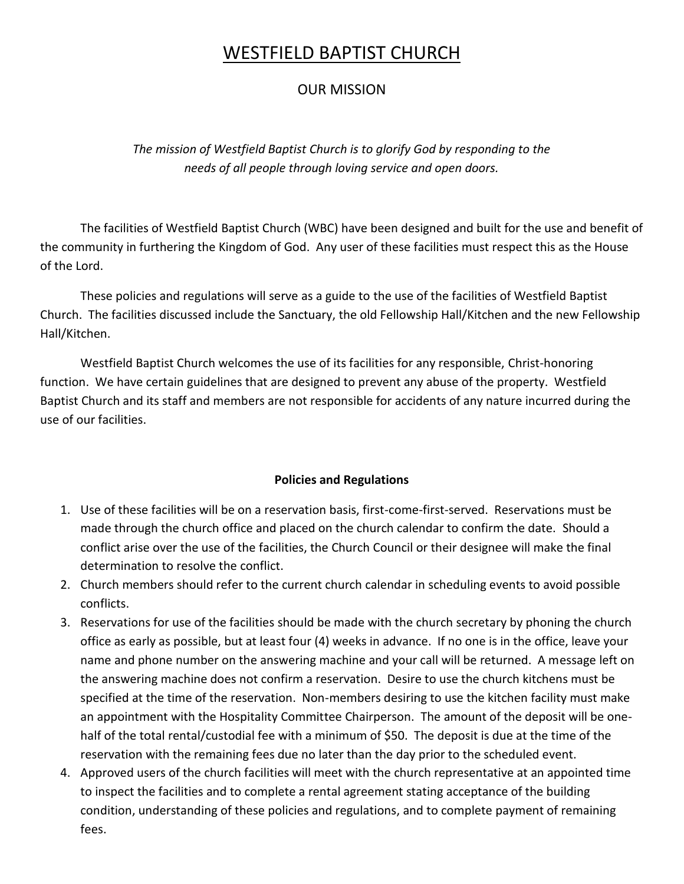# WESTFIELD BAPTIST CHURCH

## OUR MISSION

*The mission of Westfield Baptist Church is to glorify God by responding to the needs of all people through loving service and open doors.*

The facilities of Westfield Baptist Church (WBC) have been designed and built for the use and benefit of the community in furthering the Kingdom of God. Any user of these facilities must respect this as the House of the Lord.

These policies and regulations will serve as a guide to the use of the facilities of Westfield Baptist Church. The facilities discussed include the Sanctuary, the old Fellowship Hall/Kitchen and the new Fellowship Hall/Kitchen.

Westfield Baptist Church welcomes the use of its facilities for any responsible, Christ-honoring function. We have certain guidelines that are designed to prevent any abuse of the property. Westfield Baptist Church and its staff and members are not responsible for accidents of any nature incurred during the use of our facilities.

**Policies and Regulations**

1. Use of these facilities will be on a reservation basis, first-come-first-served. Reservations must be made through the church office and placed on the church calendar to confirm the date. Should a conflict arise over the use of the facilities, the Church Council or their designee will make the final determination to resolve the conflict.
2. Church members should refer to the current church calendar in scheduling events to avoid possible conflicts.
3. Reservations for use of the facilities should be made with the church secretary by phoning the church office as early as possible, but at least four (4) weeks in advance. If no one is in the office, leave your name and phone number on the answering machine and your call will be returned. A message left on the answering machine does not confirm a reservation. Desire to use the church kitchens must be specified at the time of the reservation. Non-members desiring to use the kitchen facility must make an appointment with the Hospitality Committee Chairperson. The amount of the deposit will be one-half of the total rental/custodial fee with a minimum of $50. The deposit is due at the time of the reservation with the remaining fees due no later than the day prior to the scheduled event.
4. Approved users of the church facilities will meet with the church representative at an appointed time to inspect the facilities and to complete a rental agreement stating acceptance of the building condition, understanding of these policies and regulations, and to complete payment of remaining fees.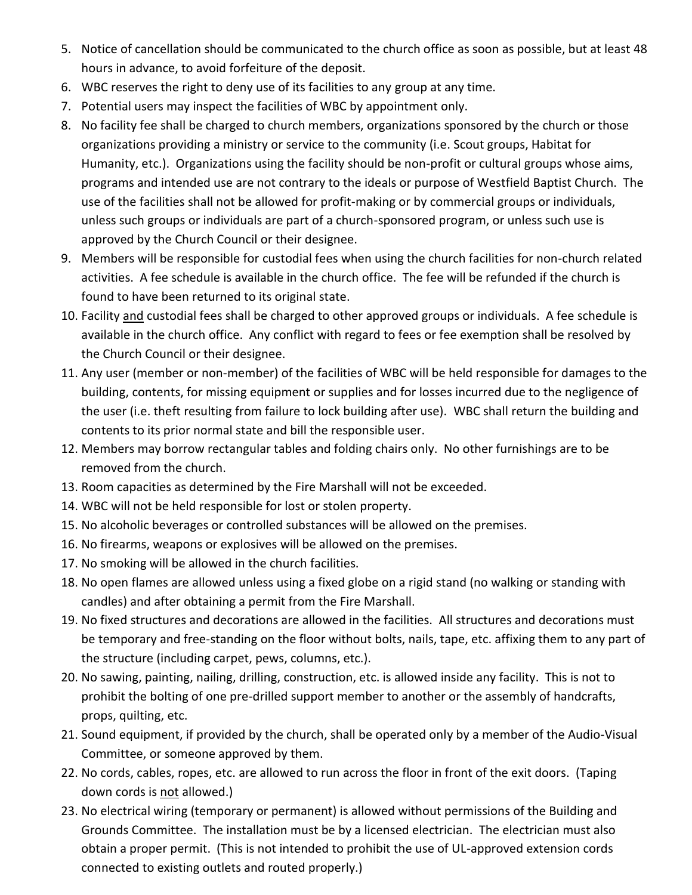5. Notice of cancellation should be communicated to the church office as soon as possible, but at least 48 hours in advance, to avoid forfeiture of the deposit.
6. WBC reserves the right to deny use of its facilities to any group at any time.
7. Potential users may inspect the facilities of WBC by appointment only.
8. No facility fee shall be charged to church members, organizations sponsored by the church or those organizations providing a ministry or service to the community (i.e. Scout groups, Habitat for Humanity, etc.). Organizations using the facility should be non-profit or cultural groups whose aims, programs and intended use are not contrary to the ideals or purpose of Westfield Baptist Church. The use of the facilities shall not be allowed for profit-making or by commercial groups or individuals, unless such groups or individuals are part of a church-sponsored program, or unless such use is approved by the Church Council or their designee.
9. Members will be responsible for custodial fees when using the church facilities for non-church related activities. A fee schedule is available in the church office. The fee will be refunded if the church is found to have been returned to its original state.
10. Facility <u>and</u> custodial fees shall be charged to other approved groups or individuals. A fee schedule is available in the church office. Any conflict with regard to fees or fee exemption shall be resolved by the Church Council or their designee.
11. Any user (member or non-member) of the facilities of WBC will be held responsible for damages to the building, contents, for missing equipment or supplies and for losses incurred due to the negligence of the user (i.e. theft resulting from failure to lock building after use). WBC shall return the building and contents to its prior normal state and bill the responsible user.
12. Members may borrow rectangular tables and folding chairs only. No other furnishings are to be removed from the church.
13. Room capacities as determined by the Fire Marshall will not be exceeded.
14. WBC will not be held responsible for lost or stolen property.
15. No alcoholic beverages or controlled substances will be allowed on the premises.
16. No firearms, weapons or explosives will be allowed on the premises.
17. No smoking will be allowed in the church facilities.
18. No open flames are allowed unless using a fixed globe on a rigid stand (no walking or standing with candles) and after obtaining a permit from the Fire Marshall.
19. No fixed structures and decorations are allowed in the facilities. All structures and decorations must be temporary and free-standing on the floor without bolts, nails, tape, etc. affixing them to any part of the structure (including carpet, pews, columns, etc.).
20. No sawing, painting, nailing, drilling, construction, etc. is allowed inside any facility. This is not to prohibit the bolting of one pre-drilled support member to another or the assembly of handcrafts, props, quilting, etc.
21. Sound equipment, if provided by the church, shall be operated only by a member of the Audio-Visual Committee, or someone approved by them.
22. No cords, cables, ropes, etc. are allowed to run across the floor in front of the exit doors. (Taping down cords is <u>not</u> allowed.)
23. No electrical wiring (temporary or permanent) is allowed without permissions of the Building and Grounds Committee. The installation must be by a licensed electrician. The electrician must also obtain a proper permit. (This is not intended to prohibit the use of UL-approved extension cords connected to existing outlets and routed properly.)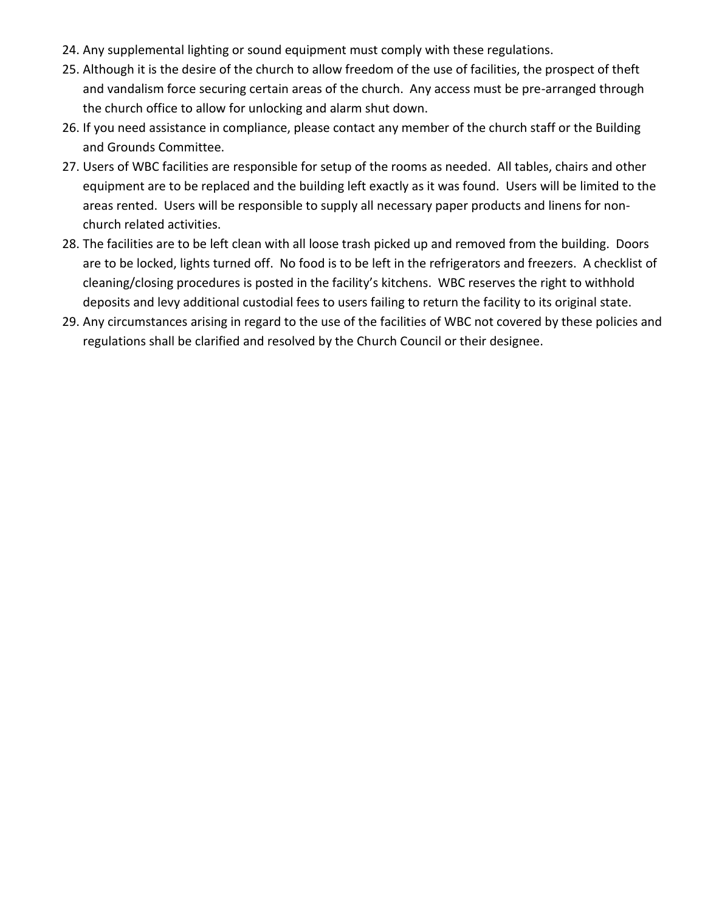24. Any supplemental lighting or sound equipment must comply with these regulations.
25. Although it is the desire of the church to allow freedom of the use of facilities, the prospect of theft and vandalism force securing certain areas of the church. Any access must be pre-arranged through the church office to allow for unlocking and alarm shut down.
26. If you need assistance in compliance, please contact any member of the church staff or the Building and Grounds Committee.
27. Users of WBC facilities are responsible for setup of the rooms as needed. All tables, chairs and other equipment are to be replaced and the building left exactly as it was found. Users will be limited to the areas rented. Users will be responsible to supply all necessary paper products and linens for non-church related activities.
28. The facilities are to be left clean with all loose trash picked up and removed from the building. Doors are to be locked, lights turned off. No food is to be left in the refrigerators and freezers. A checklist of cleaning/closing procedures is posted in the facility's kitchens. WBC reserves the right to withhold deposits and levy additional custodial fees to users failing to return the facility to its original state.
29. Any circumstances arising in regard to the use of the facilities of WBC not covered by these policies and regulations shall be clarified and resolved by the Church Council or their designee.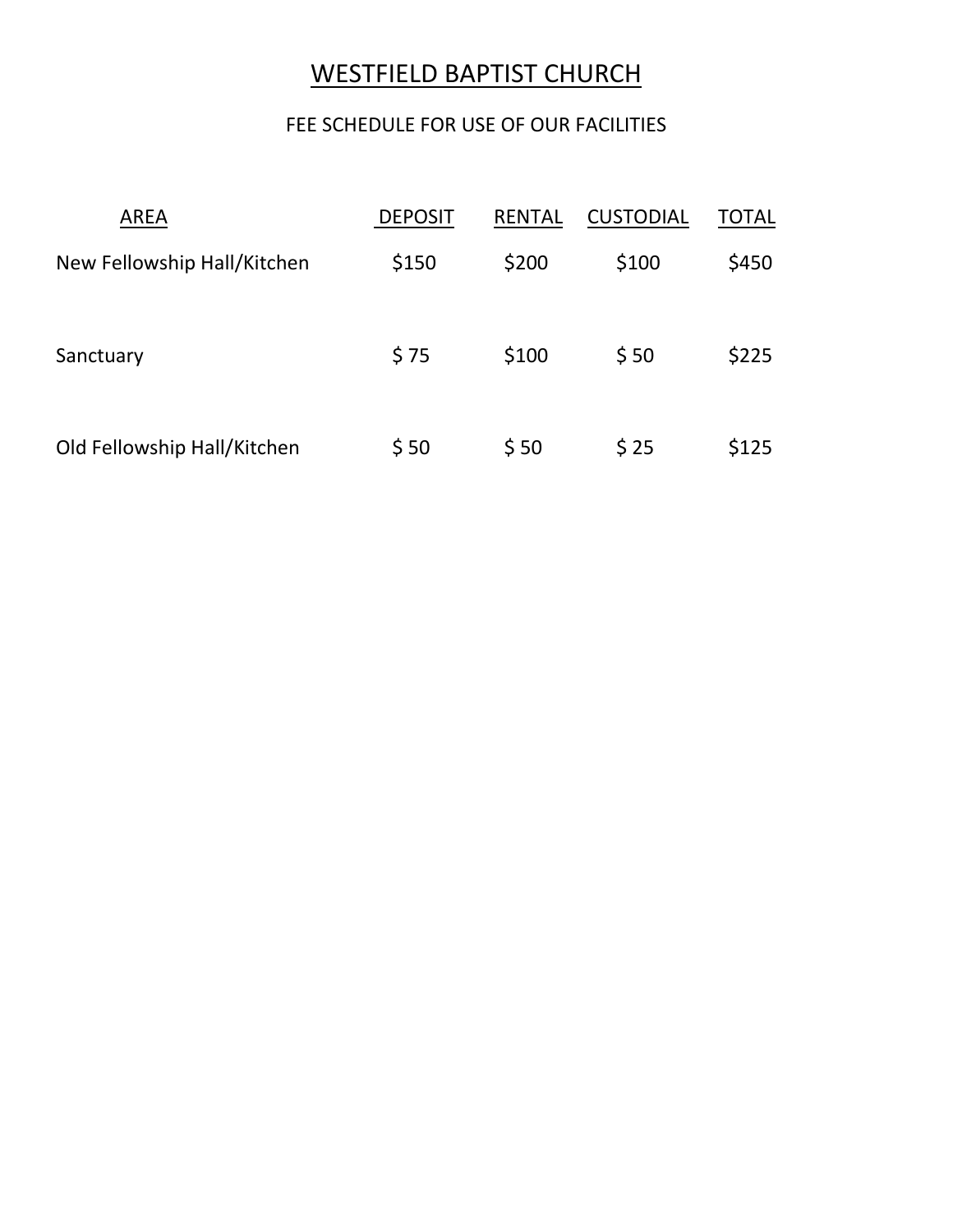# WESTFIELD BAPTIST CHURCH

FEE SCHEDULE FOR USE OF OUR FACILITIES

| AREA | DEPOSIT | RENTAL | CUSTODIAL | TOTAL |
|---|---|---|---|---|
| New Fellowship Hall/Kitchen | $150 | $200 | $100 | $450 |
| Sanctuary | $ 75 | $100 | $ 50 | $225 |
| Old Fellowship Hall/Kitchen | $ 50 | $ 50 | $ 25 | $125 |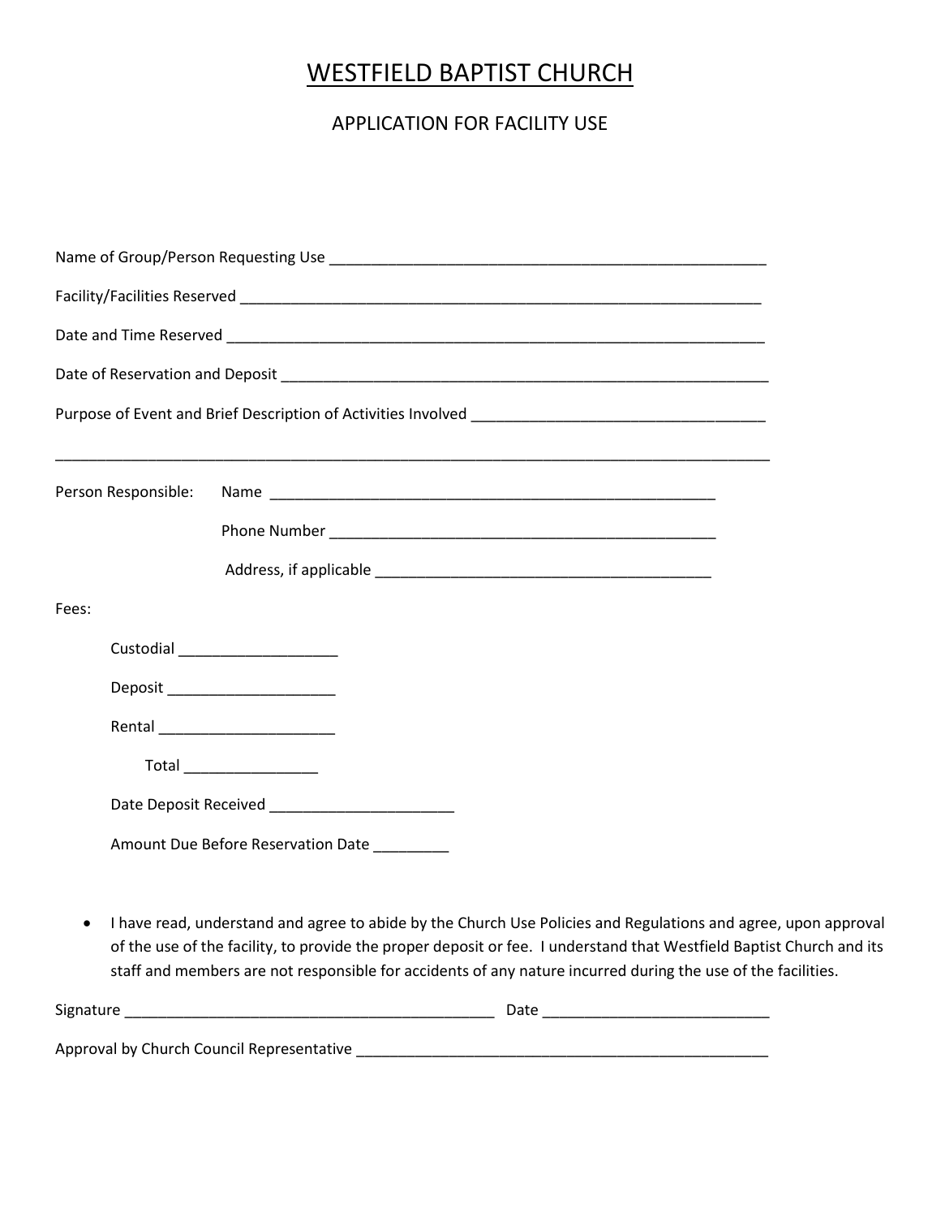# WESTFIELD BAPTIST CHURCH

## APPLICATION FOR FACILITY USE

Name of Group/Person Requesting Use ______________________________________________________

Facility/Facilities Reserved _________________________________________________________________

Date and Time Reserved ____________________________________________________________________

Date of Reservation and Deposit _____________________________________________________________

Purpose of Event and Brief Description of Activities Involved ____________________________________

_____________________________________________________________________________________________

Person Responsible: Name ________________________________________________________

Phone Number ________________________________________________

Address, if applicable __________________________________________

Fees:

Custodial ____________________

Deposit ____________________

Rental ______________________

Total ________________

Date Deposit Received ______________________

Amount Due Before Reservation Date _________

- I have read, understand and agree to abide by the Church Use Policies and Regulations and agree, upon approval of the use of the facility, to provide the proper deposit or fee. I understand that Westfield Baptist Church and its staff and members are not responsible for accidents of any nature incurred during the use of the facilities.

Signature _____________________________________________ Date ___________________________

Approval by Church Council Representative ___________________________________________________